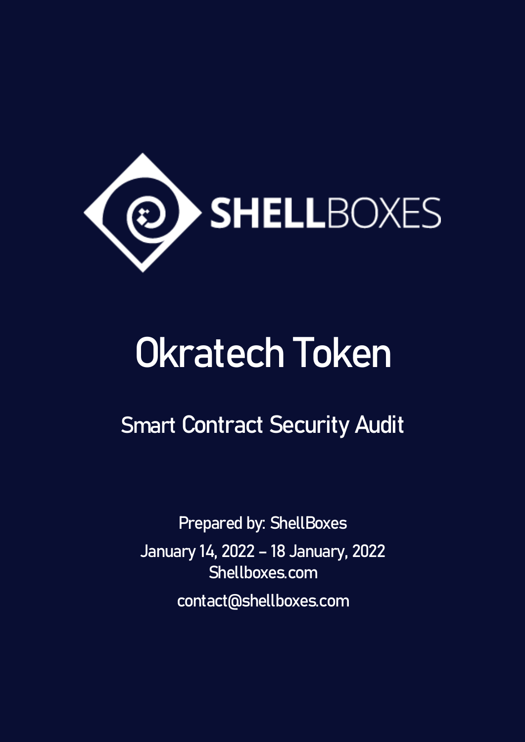SHELLBOXES

# Okratech Token

## Smart Contract Security Audit

Prepared by: ShellBoxes

January 14, 2022 – 18 January, 2022

Shellboxes.com

contact@shellboxes.com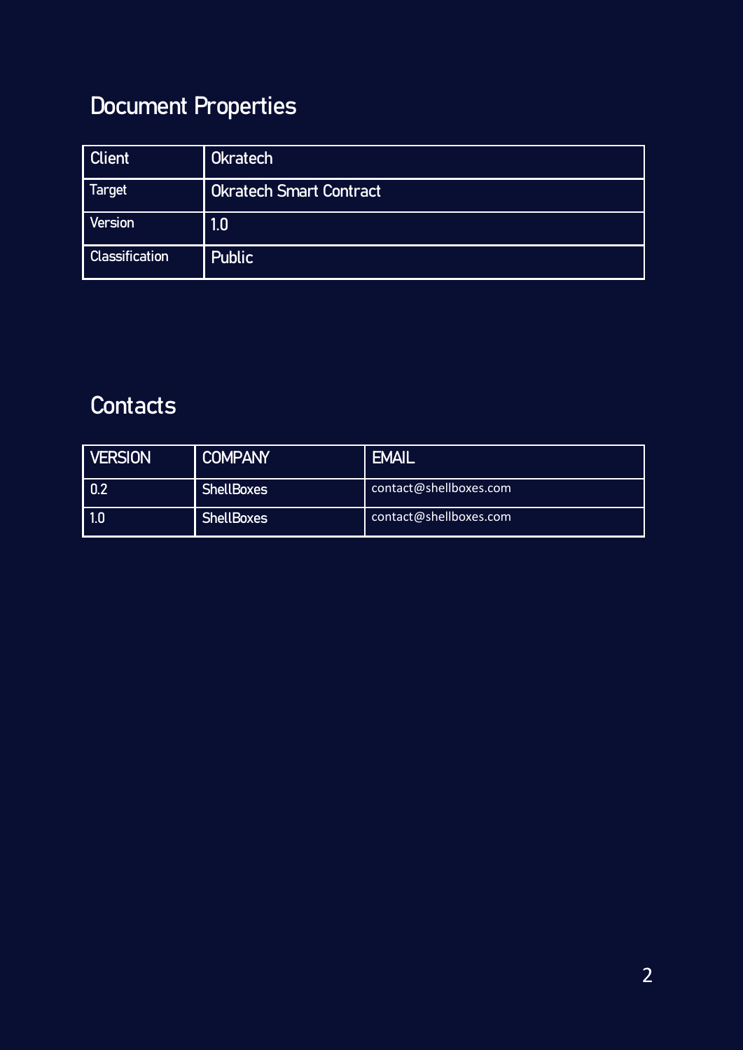## Document Properties

| Client | Okratech |
| --- | --- |
| Target | Okratech Smart Contract |
| Version | 1.0 |
| Classification | Public |

## Contacts

| VERSION | COMPANY | EMAIL |
| --- | --- | --- |
| 0.2 | ShellBoxes | contact@shellboxes.com |
| 1.0 | ShellBoxes | contact@shellboxes.com |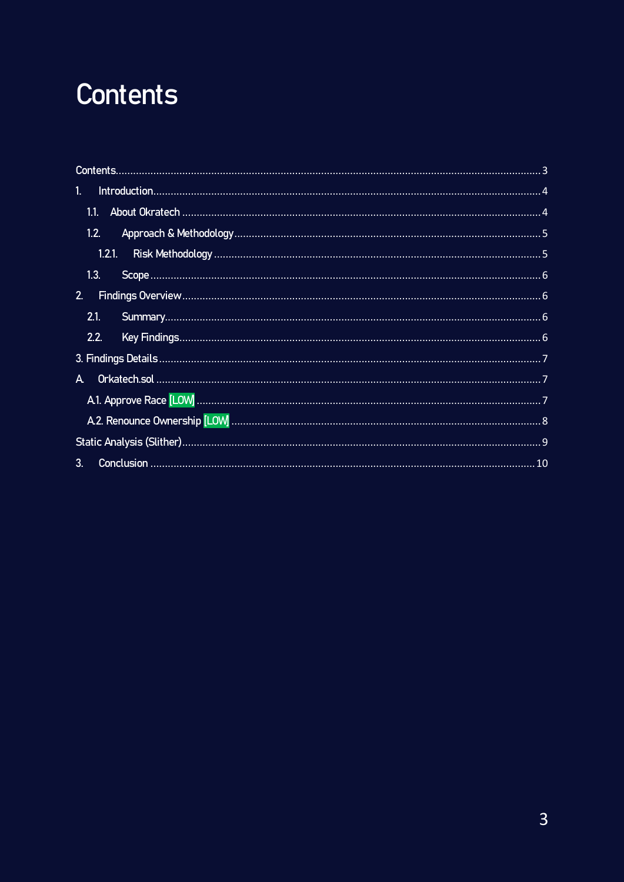# Contents

Contents ........................................................................................................................................ 3

1. Introduction ................................................................................................................................ 4

  1.1. About Okratech ...................................................................................................................... 4

  1.2. Approach & Methodology ..................................................................................................... 5

    1.2.1. Risk Methodology ............................................................................................................ 5

  1.3. Scope ..................................................................................................................................... 6

2. Findings Overview ...................................................................................................................... 6

  2.1. Summary ................................................................................................................................ 6

  2.2. Key Findings .......................................................................................................................... 6

3. Findings Details ........................................................................................................................... 7

A. Orkatech.sol ................................................................................................................................ 7

  A.1. Approve Race [LOW] ............................................................................................................. 7

  A.2. Renounce Ownership [LOW] ................................................................................................ 8

Static Analysis (Slither) ................................................................................................................... 9

3. Conclusion ................................................................................................................................. 10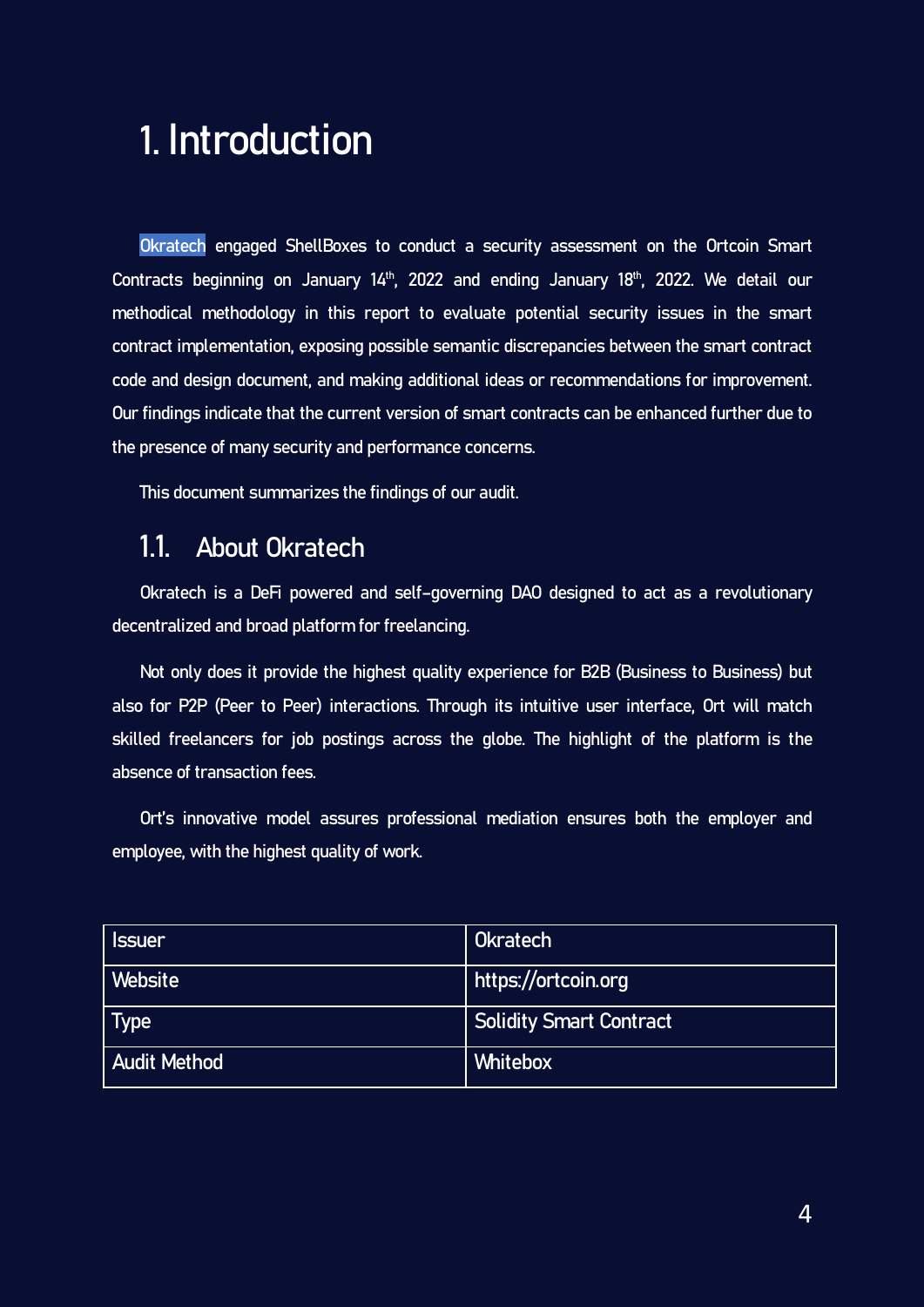# 1. Introduction

Okratech engaged ShellBoxes to conduct a security assessment on the Ortcoin Smart Contracts beginning on January 14th, 2022 and ending January 18th, 2022. We detail our methodical methodology in this report to evaluate potential security issues in the smart contract implementation, exposing possible semantic discrepancies between the smart contract code and design document, and making additional ideas or recommendations for improvement. Our findings indicate that the current version of smart contracts can be enhanced further due to the presence of many security and performance concerns.

This document summarizes the findings of our audit.

## 1.1. About Okratech

Okratech is a DeFi powered and self-governing DAO designed to act as a revolutionary decentralized and broad platform for freelancing.

Not only does it provide the highest quality experience for B2B (Business to Business) but also for P2P (Peer to Peer) interactions. Through its intuitive user interface, Ort will match skilled freelancers for job postings across the globe. The highlight of the platform is the absence of transaction fees.

Ort's innovative model assures professional mediation ensures both the employer and employee, with the highest quality of work.

| Issuer | Okratech |
|---|---|
| Website | https://ortcoin.org |
| Type | Solidity Smart Contract |
| Audit Method | Whitebox |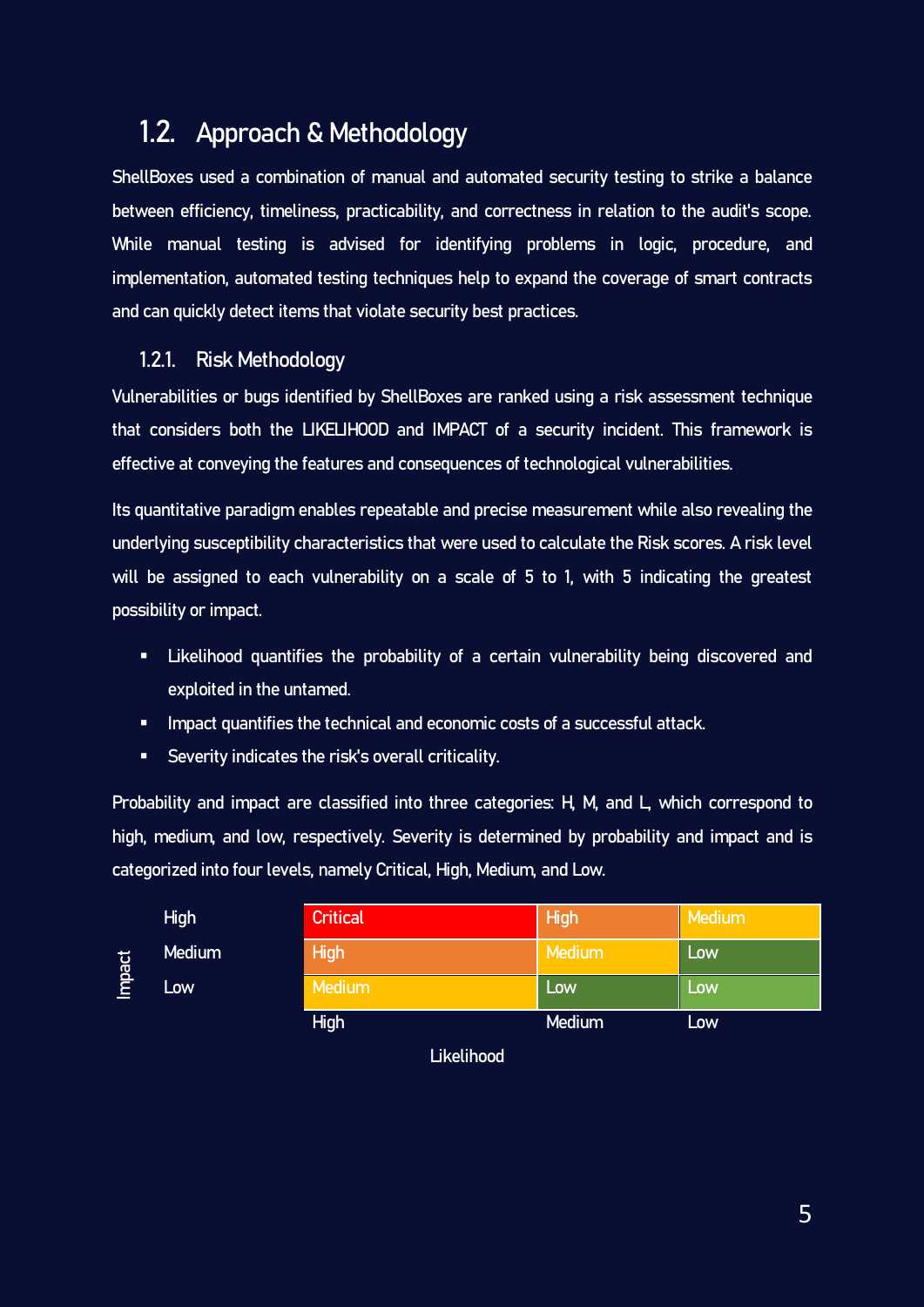## 1.2. Approach & Methodology

ShellBoxes used a combination of manual and automated security testing to strike a balance between efficiency, timeliness, practicability, and correctness in relation to the audit's scope. While manual testing is advised for identifying problems in logic, procedure, and implementation, automated testing techniques help to expand the coverage of smart contracts and can quickly detect items that violate security best practices.

### 1.2.1. Risk Methodology

Vulnerabilities or bugs identified by ShellBoxes are ranked using a risk assessment technique that considers both the LIKELIHOOD and IMPACT of a security incident. This framework is effective at conveying the features and consequences of technological vulnerabilities.

Its quantitative paradigm enables repeatable and precise measurement while also revealing the underlying susceptibility characteristics that were used to calculate the Risk scores. A risk level will be assigned to each vulnerability on a scale of 5 to 1, with 5 indicating the greatest possibility or impact.

- Likelihood quantifies the probability of a certain vulnerability being discovered and exploited in the untamed.
- Impact quantifies the technical and economic costs of a successful attack.
- Severity indicates the risk's overall criticality.

Probability and impact are classified into three categories: H, M, and L, which correspond to high, medium, and low, respectively. Severity is determined by probability and impact and is categorized into four levels, namely Critical, High, Medium, and Low.

| Impact \ Likelihood | High | Medium | Low |
|---|---|---|---|
| High | Critical | High | Medium |
| Medium | High | Medium | Low |
| Low | Medium | Low | Low |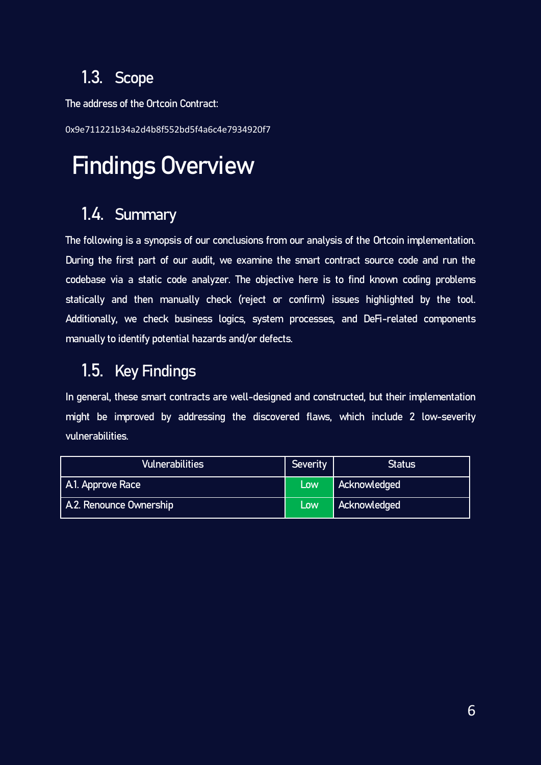## 1.3. Scope

The address of the Ortcoin Contract:

0x9e711221b34a2d4b8f552bd5f4a6c4e7934920f7

# Findings Overview

## 1.4. Summary

The following is a synopsis of our conclusions from our analysis of the Ortcoin implementation. During the first part of our audit, we examine the smart contract source code and run the codebase via a static code analyzer. The objective here is to find known coding problems statically and then manually check (reject or confirm) issues highlighted by the tool. Additionally, we check business logics, system processes, and DeFi-related components manually to identify potential hazards and/or defects.

## 1.5. Key Findings

In general, these smart contracts are well-designed and constructed, but their implementation might be improved by addressing the discovered flaws, which include 2 low-severity vulnerabilities.

| Vulnerabilities | Severity | Status |
| --- | --- | --- |
| A1. Approve Race | Low | Acknowledged |
| A2. Renounce Ownership | Low | Acknowledged |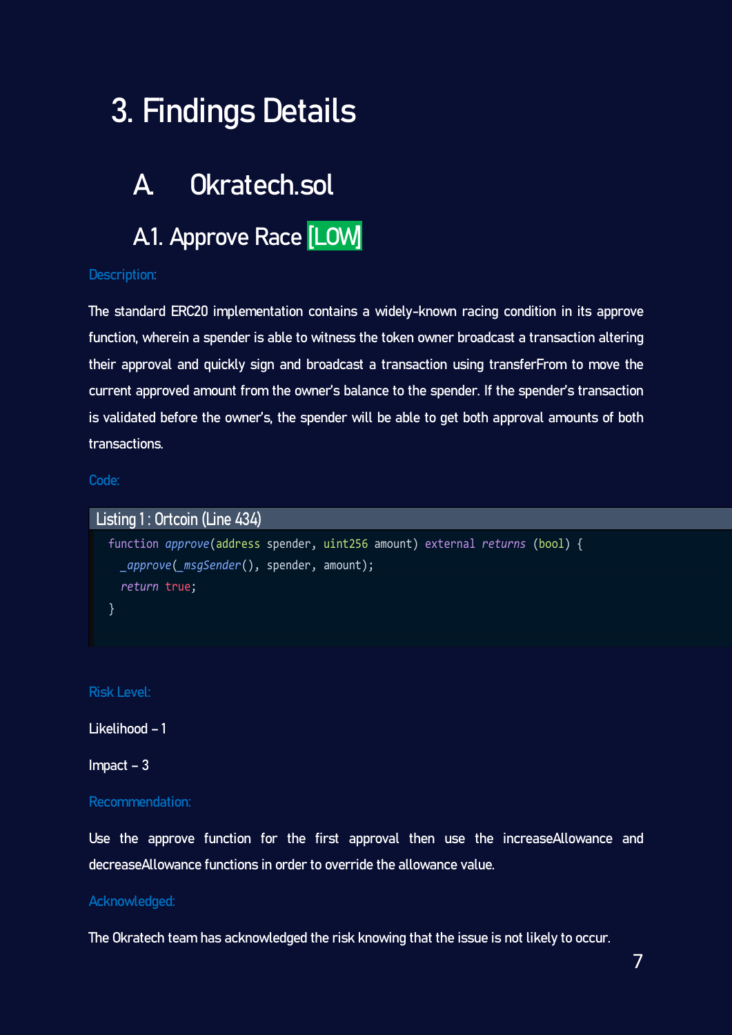# 3. Findings Details

## A. Okratech.sol

### A1. Approve Race [LOW]

Description:

The standard ERC20 implementation contains a widely-known racing condition in its approve function, wherein a spender is able to witness the token owner broadcast a transaction altering their approval and quickly sign and broadcast a transaction using transferFrom to move the current approved amount from the owner's balance to the spender. If the spender's transaction is validated before the owner's, the spender will be able to get both approval amounts of both transactions.

Code:

Listing 1 : Ortcoin (Line 434)

```
function approve(address spender, uint256 amount) external returns (bool) {
  _approve(_msgSender(), spender, amount);
  return true;
}
```

Risk Level:

Likelihood – 1

Impact – 3

Recommendation:

Use the approve function for the first approval then use the increaseAllowance and decreaseAllowance functions in order to override the allowance value.

Acknowledged:

The Okratech team has acknowledged the risk knowing that the issue is not likely to occur.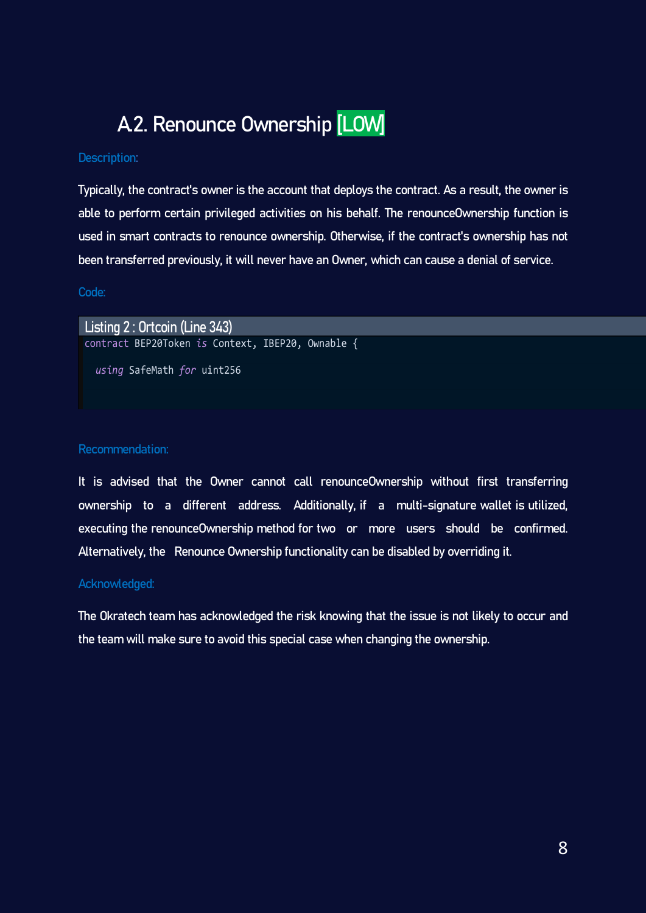## A2. Renounce Ownership [LOW]

Description:

Typically, the contract's owner is the account that deploys the contract. As a result, the owner is able to perform certain privileged activities on his behalf. The renounceOwnership function is used in smart contracts to renounce ownership. Otherwise, if the contract's ownership has not been transferred previously, it will never have an Owner, which can cause a denial of service.

Code:

Listing 2 : Ortcoin (Line 343)

```
contract BEP20Token is Context, IBEP20, Ownable {

  using SafeMath for uint256
```

Recommendation:

It is advised that the Owner cannot call renounceOwnership without first transferring ownership to a different address. Additionally, if a multi-signature wallet is utilized, executing the renounceOwnership method for two or more users should be confirmed. Alternatively, the Renounce Ownership functionality can be disabled by overriding it.

Acknowledged:

The Okratech team has acknowledged the risk knowing that the issue is not likely to occur and the team will make sure to avoid this special case when changing the ownership.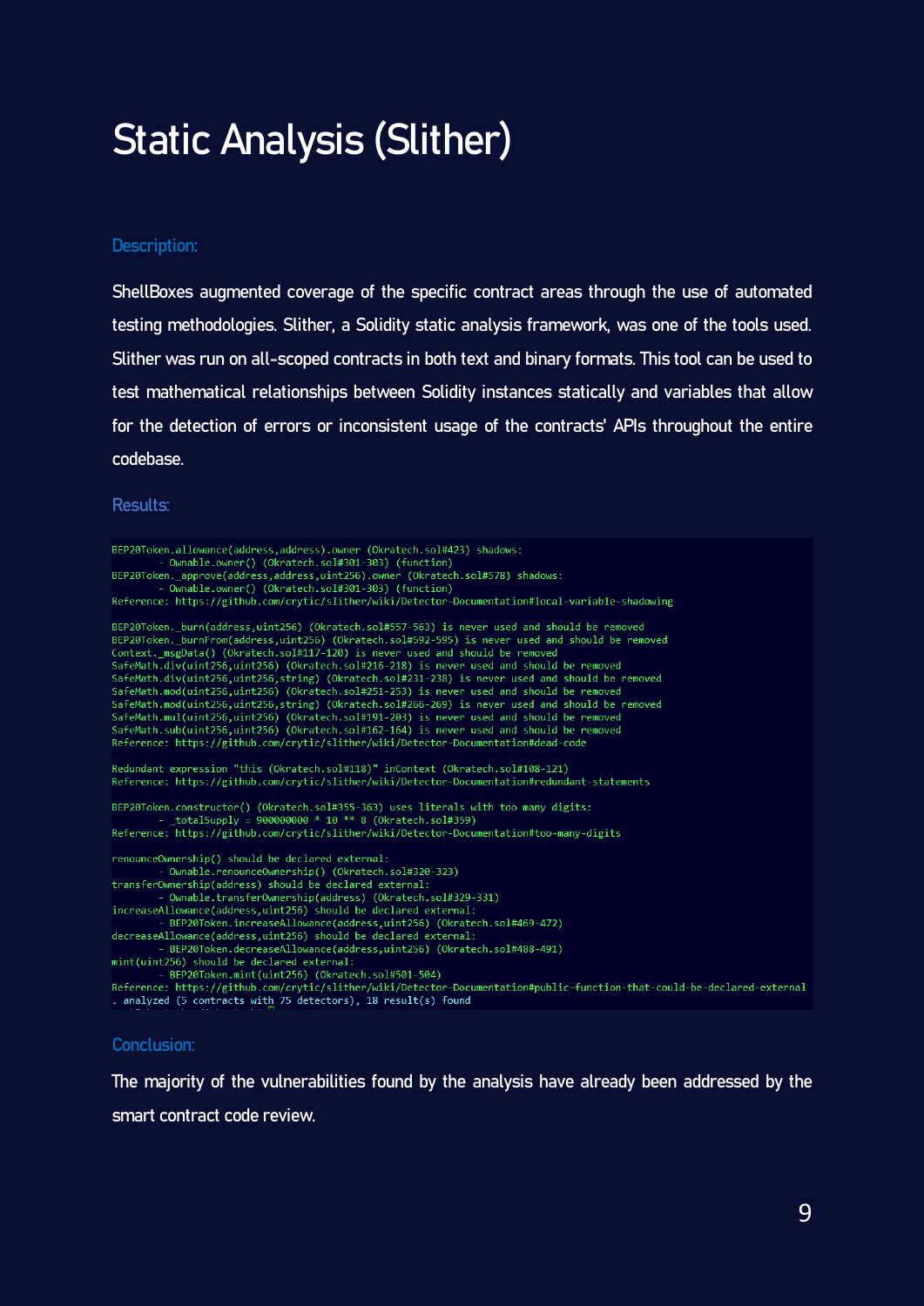# Static Analysis (Slither)

### Description:

ShellBoxes augmented coverage of the specific contract areas through the use of automated testing methodologies. Slither, a Solidity static analysis framework, was one of the tools used. Slither was run on all-scoped contracts in both text and binary formats. This tool can be used to test mathematical relationships between Solidity instances statically and variables that allow for the detection of errors or inconsistent usage of the contracts' APIs throughout the entire codebase.

### Results:

```
BEP20Token.allowance(address,address).owner (Okratech.sol#423) shadows:
        - Ownable.owner() (Okratech.sol#301-303) (function)
BEP20Token._approve(address,address,uint256).owner (Okratech.sol#578) shadows:
        - Ownable.owner() (Okratech.sol#301-303) (function)
Reference: https://github.com/crytic/slither/wiki/Detector-Documentation#local-variable-shadowing

BEP20Token._burn(address,uint256) (Okratech.sol#557-563) is never used and should be removed
BEP20Token._burnFrom(address,uint256) (Okratech.sol#592-595) is never used and should be removed
Context._msgData() (Okratech.sol#117-120) is never used and should be removed
SafeMath.div(uint256,uint256) (Okratech.sol#216-218) is never used and should be removed
SafeMath.div(uint256,uint256,string) (Okratech.sol#231-238) is never used and should be removed
SafeMath.mod(uint256,uint256) (Okratech.sol#251-253) is never used and should be removed
SafeMath.mod(uint256,uint256,string) (Okratech.sol#266-269) is never used and should be removed
SafeMath.mul(uint256,uint256) (Okratech.sol#191-203) is never used and should be removed
SafeMath.sub(uint256,uint256) (Okratech.sol#162-164) is never used and should be removed
Reference: https://github.com/crytic/slither/wiki/Detector-Documentation#dead-code

Redundant expression "this (Okratech.sol#118)" inContext (Okratech.sol#108-121)
Reference: https://github.com/crytic/slither/wiki/Detector-Documentation#redundant-statements

BEP20Token.constructor() (Okratech.sol#355-363) uses literals with too many digits:
        - _totalSupply = 900000000 * 10 ** 8 (Okratech.sol#359)
Reference: https://github.com/crytic/slither/wiki/Detector-Documentation#too-many-digits

renounceOwnership() should be declared external:
        - Ownable.renounceOwnership() (Okratech.sol#320-323)
transferOwnership(address) should be declared external:
        - Ownable.transferOwnership(address) (Okratech.sol#329-331)
increaseAllowance(address,uint256) should be declared external:
        - BEP20Token.increaseAllowance(address,uint256) (Okratech.sol#469-472)
decreaseAllowance(address,uint256) should be declared external:
        - BEP20Token.decreaseAllowance(address,uint256) (Okratech.sol#488-491)
mint(uint256) should be declared external:
        - BEP20Token.mint(uint256) (Okratech.sol#501-504)
Reference: https://github.com/crytic/slither/wiki/Detector-Documentation#public-function-that-could-be-declared-external
. analyzed (5 contracts with 75 detectors), 18 result(s) found
```

### Conclusion:

The majority of the vulnerabilities found by the analysis have already been addressed by the smart contract code review.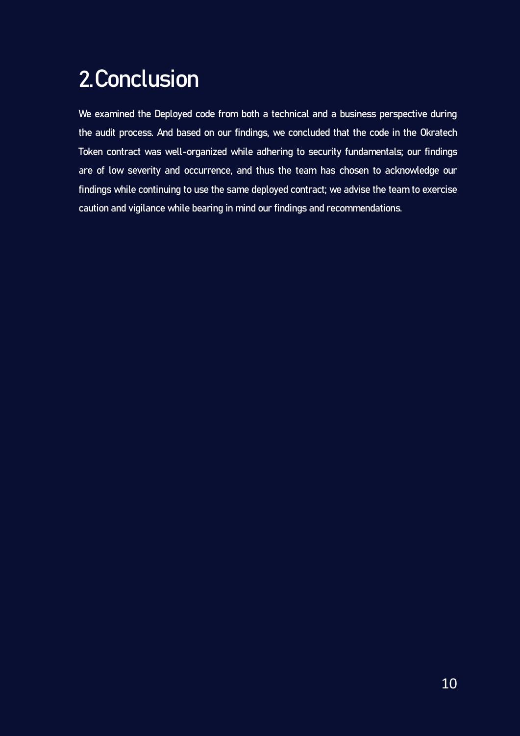# 2. Conclusion

We examined the Deployed code from both a technical and a business perspective during the audit process. And based on our findings, we concluded that the code in the Okratech Token contract was well-organized while adhering to security fundamentals; our findings are of low severity and occurrence, and thus the team has chosen to acknowledge our findings while continuing to use the same deployed contract; we advise the team to exercise caution and vigilance while bearing in mind our findings and recommendations.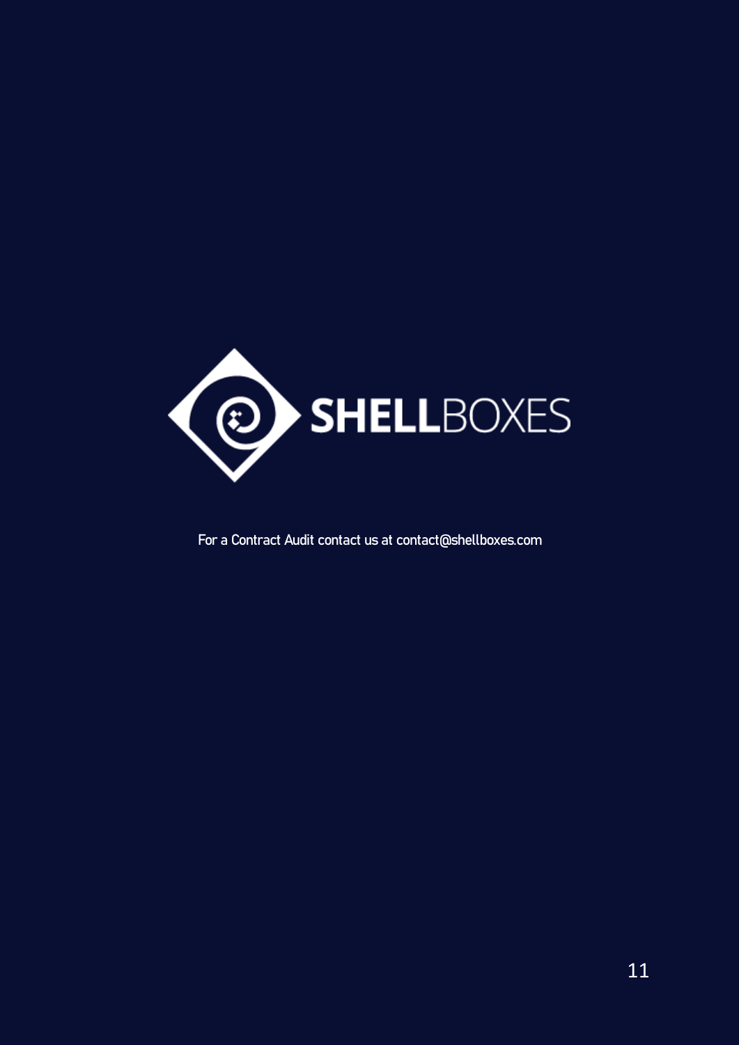SHELLBOXES

For a Contract Audit contact us at contact@shellboxes.com